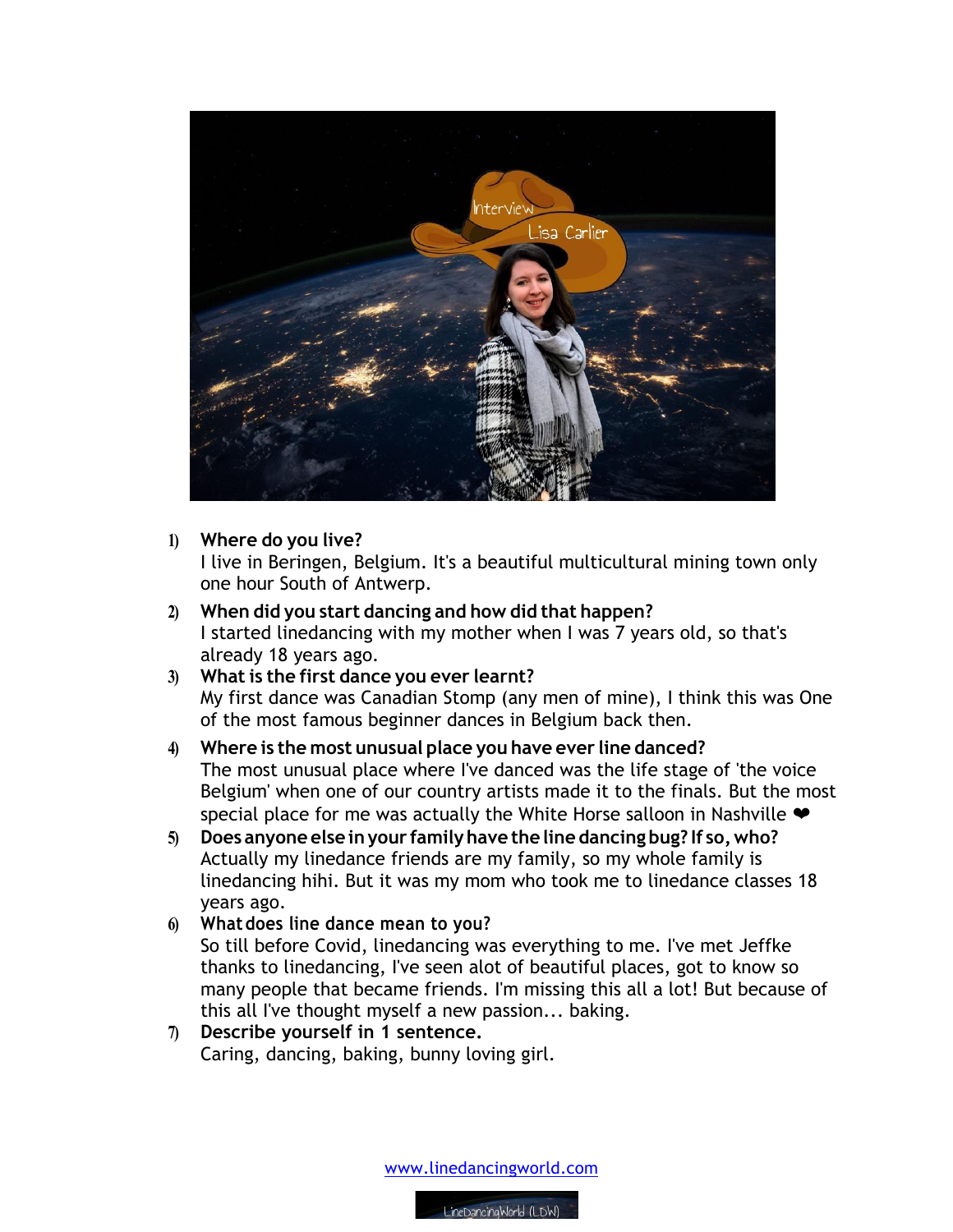1) **Where do you live?**
   I live in Beringen, Belgium. It's a beautiful multicultural mining town only one hour South of Antwerp.

2) **When did you start dancing and how did that happen?**
   I started linedancing with my mother when I was 7 years old, so that's already 18 years ago.

3) **What is the first dance you ever learnt?**
   My first dance was Canadian Stomp (any men of mine), I think this was One of the most famous beginner dances in Belgium back then.

4) **Where is the most unusual place you have ever line danced?**
   The most unusual place where I've danced was the life stage of 'the voice Belgium' when one of our country artists made it to the finals. But the most special place for me was actually the White Horse salloon in Nashville ❤

5) **Does anyone else in your family have the line dancing bug? If so, who?**
   Actually my linedance friends are my family, so my whole family is linedancing hihi. But it was my mom who took me to linedance classes 18 years ago.

6) **What does line dance mean to you?**
   So till before Covid, linedancing was everything to me. I've met Jeffke thanks to linedancing, I've seen alot of beautiful places, got to know so many people that became friends. I'm missing this all a lot! But because of this all I've thought myself a new passion... baking.

7) **Describe yourself in 1 sentence.**
   Caring, dancing, baking, bunny loving girl.

www.linedancingworld.com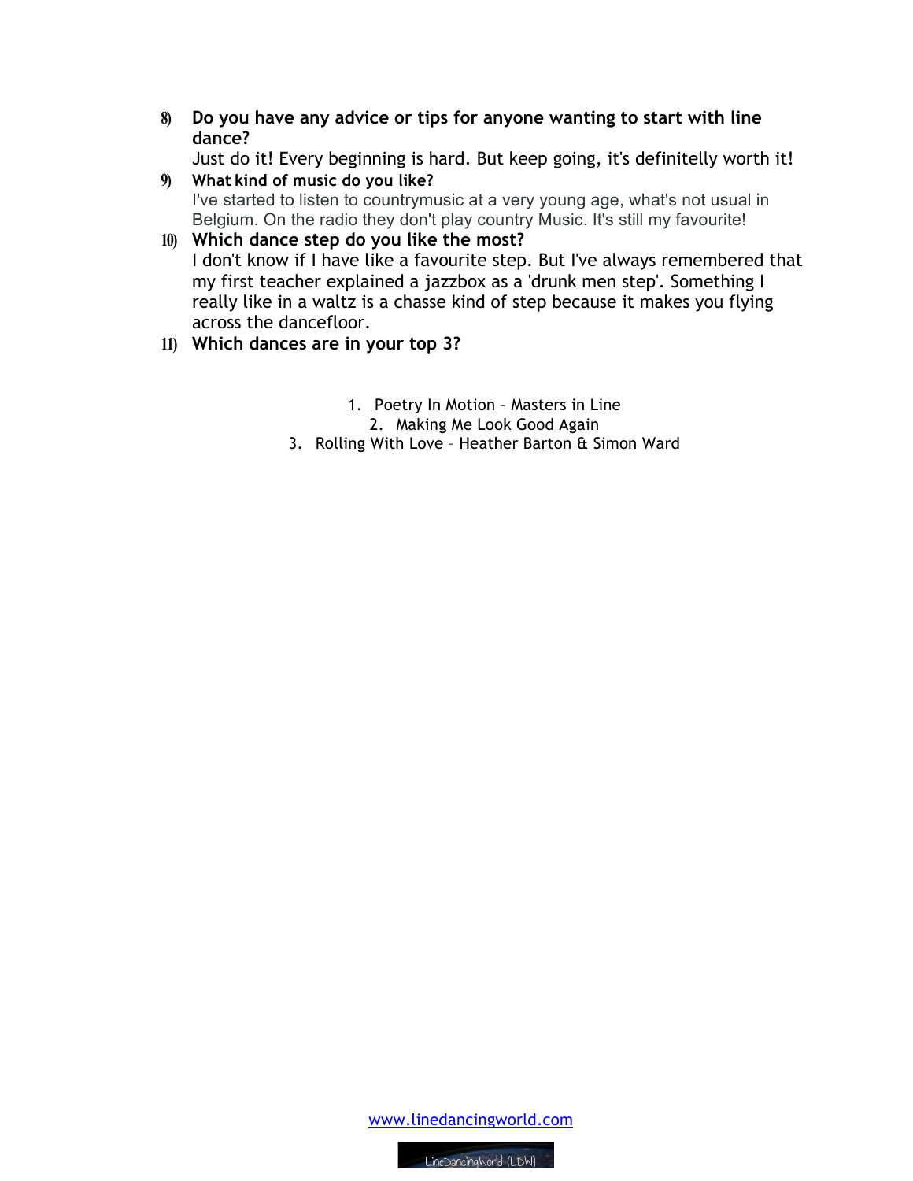8) **Do you have any advice or tips for anyone wanting to start with line dance?**
   Just do it! Every beginning is hard. But keep going, it's definitelly worth it!

9) **What kind of music do you like?**
   I've started to listen to countrymusic at a very young age, what's not usual in Belgium. On the radio they don't play country Music. It's still my favourite!

10) **Which dance step do you like the most?**
    I don't know if I have like a favourite step. But I've always remembered that my first teacher explained a jazzbox as a 'drunk men step'. Something I really like in a waltz is a chasse kind of step because it makes you flying across the dancefloor.

11) **Which dances are in your top 3?**

1. Poetry In Motion – Masters in Line
2. Making Me Look Good Again
3. Rolling With Love – Heather Barton & Simon Ward

www.linedancingworld.com